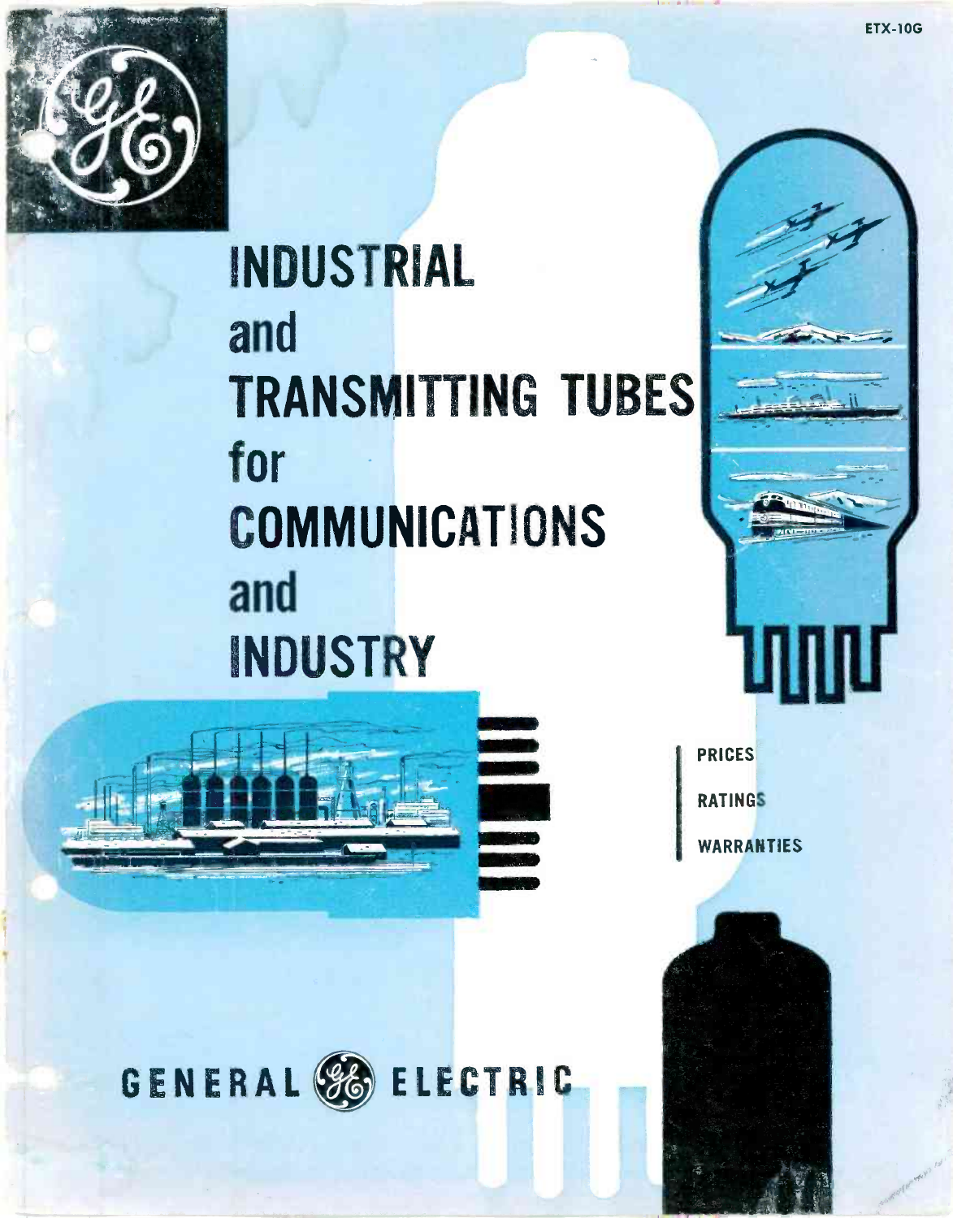ETX-10G

# INDUSTRIAL and TRANSMITTING TUBES for COMMUNICATIONS and INDUSTRY

PRICES

RATINGS

WARRANTIES

GENERAL ELECTRIC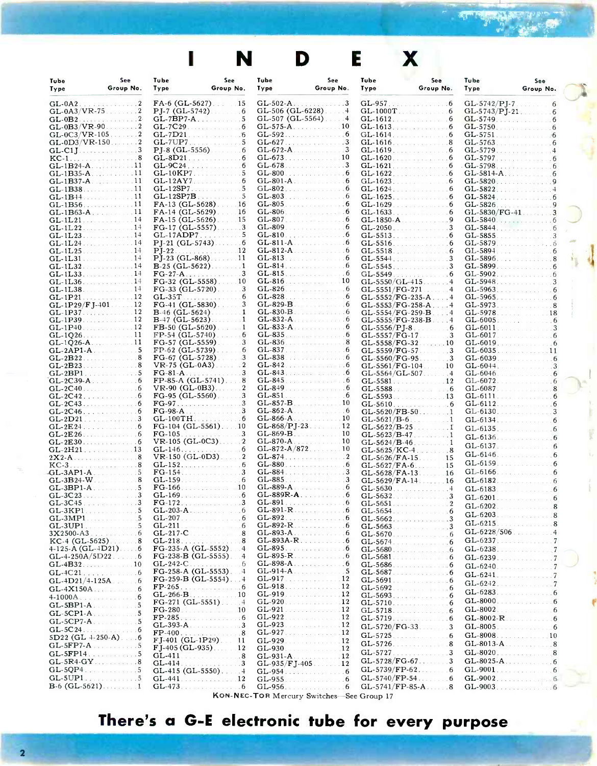# INDEX

| Tube Type | See Group No. | Tube Type | See Group No. | Tube Type | See Group No. | Tube Type | See Group No. | Tube Type | See Group No. |
|---|---|---|---|---|---|---|---|---|---|
| GL-0A2 | 2 | FA-6 (GL-5627) | 15 | GL-502-A | 3 | GL-957 | 6 | GL-5742/PJ-7 | 6 |
| GL-0A3/VR-75 | 2 | PJ-7 (GL-5742) | 6 | GL-506 (GL-6228) | 4 | GL-1000T | 6 | GL-5743/PJ-21 | 6 |
| GL-0B2 | 2 | GL-7BP7-A | 5 | GL-507 (GL-5564) | 4 | GL-1612 | 6 | GL-5749 | 6 |
| GL-0B3/VR-90 | 2 | GL-7C29 | 6 | GL-575-A | 10 | GL-1613 | 6 | GL-5750 | 6 |
| GL-0C3/VR-105 | 2 | GL-7D21 | 6 | GL-592 | 6 | GL-1614 | 6 | GL-5751 | 6 |
| GL-0D3/VR-150 | 2 | GL-7UP7 | 5 | GL-627 | 3 | GL-1616 | 8 | GL-5763 | 6 |
| GL-C1J | 3 | PJ-8 (GL-5556) | 6 | GL-672-A | 3 | GL-1619 | 6 | GL-5779 | 4 |
| KC-1 | 8 | GL-8D21 | 6 | GL-673 | 10 | GL-1620 | 6 | GL-5797 | 6 |
| GL-1B24-A | 11 | GL-9C24 | 6 | GL-678 | 3 | GL-1621 | 6 | GL-5798 | 6 |
| GL-1B35-A | 11 | GL-10KP7 | 5 | GL-800 | 6 | GL-1622 | 6 | GL-5814-A | 6 |
| GL-1B37-A | 11 | GL-12AY7 | 6 | GL-801-A | 6 | GL-1623 | 6 | GL-5820 | 9 |
| GL-1B38 | 11 | GL-12SP7 | 5 | GL-802 | 6 | GL-1624 | 6 | GL-5822 | 4 |
| GL-1B44 | 11 | GL-12SP7B | 5 | GL-803 | 6 | GL-1625 | 6 | GL-5824 | 6 |
| GL-1B56 | 11 | FA-13 (GL-5628) | 16 | GL-805 | 6 | GL-1629 | 6 | GL-5826 | 9 |
| GL-1B63-A | 11 | FA-14 (GL-5629) | 16 | GL-806 | 6 | GL-1633 | 6 | GL-5830/FG-41 | 3 |
| GL-1L21 | 14 | FA-15 (GL-5626) | 15 | GL-807 | 6 | GL-1850-A | 9 | GL-5840 | 6 |
| GL-1L22 | 14 | FG-17 (GL-5557) | 3 | GL-809 | 6 | GL-2050 | 3 | GL-5844 | 6 |
| GL-1L23 | 14 | GL-17ADP7 | 5 | GL-810 | 6 | GL-5513 | 6 | GL-5855 | 3 |
| GL-1L24 | 14 | PJ-21 (GL-5743) | 6 | GL-811-A | 6 | GL-5516 | 6 | GL-5879 | 6 |
| GL-1L25 | 14 | PJ-22 | 12 | GL-812-A | 6 | GL-5518 | 6 | GL-5894 | 6 |
| GL-1L31 | 14 | PJ-23 (GL-868) | 11 | GL-813 | 6 | GL-5544 | 3 | GL-5896 | 8 |
| GL-1L32 | 14 | B-25 (GL-5622) | 1 | GL-814 | 6 | GL-5545 | 3 | GL-5899 | 6 |
| GL-1L33 | 14 | FG-27-A | 3 | GL-815 | 6 | GL-5549 | 6 | GL-5902 | 6 |
| GL-1L36 | 14 | FG-32 (GL-5558) | 10 | GL-816 | 10 | GL-5550/GL-415 | 4 | GL-5948 | 3 |
| GL-1L38 | 14 | FG-33 (GL-5720) | 3 | GL-826 | 6 | GL-5551/FG-271 | 4 | GL-5963 | 6 |
| GL-1P21 | 12 | GL-35T | 6 | GL-828 | 6 | GL-5552/FG-235-A | 4 | GL-5965 | 6 |
| GL-1P29/FJ-401 | 12 | FG-41 (GL-5830) | 3 | GL-829-B | 6 | GL-5553/FG-258-A | 4 | GL-5973 | 8 |
| GL-1P37 | 12 | B-46 (GL-5624) | 1 | GL-830-B | 6 | GL-5554/FG-259-B | 4 | GL-5978 | 18 |
| GL-1P39 | 12 | B-47 (GL-5623) | 1 | GL-832-A | 6 | GL-5555/FG-238-B | 4 | GL-6005 | 6 |
| GL-1P40 | 12 | FB-50 (GL-5620) | 1 | GL-833-A | 6 | GL-5556/PJ-8 | 6 | GL-6011 | 3 |
| GL-1Q26 | 11 | FP-54 (GL-5740) | 6 | GL-835 | 6 | GL-5557/FG-17 | 3 | GL-6017 | 6 |
| GL-1Q26-A | 11 | FG-57 (GL-5559) | 3 | GL-836 | 8 | GL-5558/FG-32 | 10 | GL-6019 | 6 |
| GL-2AP1-A | 5 | FP-62 (GL-5739) | 6 | GL-837 | 6 | GL-5559/FG-57 | 3 | GL-6035 | 11 |
| GL-2B22 | 8 | FG-67 (GL-5728) | 3 | GL-838 | 6 | GL-5560/FG-95 | 3 | GL-6039 | 6 |
| GL-2B23 | 8 | VR-75 (GL-0A3) | 2 | GL-842 | 6 | GL-5561/FG-104 | 10 | GL-6044 | 3 |
| GL-2BP1 | 5 | FG-81-A | 3 | GL-843 | 6 | GL-5564/GL-507 | 4 | GL-6046 | 6 |
| GL-2C39-A | 6 | FP-85-A (GL-5741) | 8 | GL-845 | 6 | GL-5581 | 12 | GL-6072 | 6 |
| GL-2C40 | 6 | VR-90 (GL-0B3) | 2 | GL-849 | 6 | GL-5588 | 6 | GL-6087 | 8 |
| GL-2C42 | 6 | FG-95 (GL-5560) | 3 | GL-851 | 6 | GL-5593 | 13 | GL-6111 | 6 |
| GL-2C43 | 6 | FG-97 | 3 | GL-857-B | 10 | GL-5610 | 6 | GL-6112 | 6 |
| GL-2C46 | 6 | FG-98-A | 3 | GL-862-A | 6 | GL-5620/FB-50 | 1 | GL-6130 | 3 |
| GL-2D21 | 3 | GL-100TH | 6 | GL-866-A | 10 | GL-5621/B-6 | 1 | GL-6134 | 6 |
| GL-2E24 | 6 | FG-104 (GL-5561) | 10 | GL-868/PJ-23 | 12 | GL-5622/B-25 | 1 | GL-6135 | 6 |
| GL-2E26 | 6 | FG-105 | 3 | GL-869-B | 10 | GL-5623/B-47 | 1 | GL-6136 | 6 |
| GL-2E30 | 6 | VR-105 (GL-0C3) | 2 | GL-870-A | 10 | GL-5624/B-46 | 1 | GL-6137 | 6 |
| GL-2H21 | 13 | GL-146 | 6 | GL-872-A/872 | 10 | GL-5625/KC-4 | 8 | GL-6146 | 6 |
| 2X2-A | 8 | VR-150 (GL-0D3) | 2 | GL-874 | 2 | GL-5626/FA-15 | 15 | GL-6159 | 6 |
| KC-3 | 8 | GL-152 | 6 | GL-880 | 6 | GL-5627/FA-6 | 15 | GL-6166 | 6 |
| GL-3AP1-A | 5 | FG-154 | 3 | GL-884 | 3 | GL-5628/FA-13 | 16 | GL-6182 | 6 |
| GL-3B24-W | 8 | GL-159 | 6 | GL-885 | 3 | GL-5629/FA-14 | 16 | GL-6183 | 6 |
| GL-3BP1-A | 5 | FG-166 | 10 | GL-889-A | 6 | GL-5630 | 4 | GL-6201 | 6 |
| GL-3C23 | 3 | GL-169 | 6 | GL-889R-A | 6 | GL-5632 | 3 | GL-6202 | 8 |
| GL-3C45 | 3 | FG-172 | 3 | GL-891 | 6 | GL-5651 | 2 | GL-6203 | 8 |
| GL-3KP1 | 5 | GL-203-A | 6 | GL-891-R | 6 | GL-5654 | 6 | GL-6215 | 8 |
| GL-3MP1 | 5 | GL-207 | 6 | GL-892 | 6 | GL-5662 | 3 | GL-6228/506 | 4 |
| GL-3UP1 | 5 | GL-211 | 6 | GL-892-R | 6 | GL-5663 | 3 | GL-6237 | 7 |
| 3X2500-A3 | 6 | GL-217-C | 8 | GL-893-A | 6 | GL-5670 | 6 | GL-6238 | 7 |
| KC-4 (GL-5625) | 8 | GL-218 | 8 | GL-893A-R | 6 | GL-5674 | 6 | GL-6239 | 7 |
| 4-125-A (GL-4D21) | 6 | FG-235-A (GL-5552) | 4 | GL-895 | 6 | GL-5680 | 6 | GL-6240 | 7 |
| GL-4-250A/5D22 | 6 | FG-238-B (GL-5555) | 4 | GL-895-R | 6 | GL-5681 | 6 | GL-6241 | 7 |
| GL-4B32 | 10 | GL-242-C | 6 | GL-898-A | 6 | GL-5686 | 6 | GL-6242 | 7 |
| GL-4C21 | 6 | FG-258-A (GL-5553) | 4 | GL-914-A | 5 | GL-5687 | 6 | GL-6283 | 6 |
| GL-4D21/4-125A | 6 | FG-259-B (GL-5554) | 4 | GL-917 | 12 | GL-5691 | 6 | GL-8000 | 6 |
| GL-4X150A | 6 | FP-265 | 6 | GL-918 | 12 | GL-5692 | 6 | GL-8002 | 6 |
| 4-1000A | 6 | GL-266-B | 10 | GL-919 | 12 | GL-5693 | 6 | GL-8002-R | 6 |
| GL-5BP1-A | 5 | FG-271 (GL-5551) | 4 | GL-920 | 12 | GL-5710 | 6 | GL-8005 | 6 |
| GL-5CP1-A | 5 | FG-280 | 10 | GL-921 | 12 | GL-5718 | 6 | GL-8008 | 10 |
| GL-5CP7-A | 5 | FP-285 | 6 | GL-922 | 12 | GL-5719 | 6 | GL-8013-A | 8 |
| GL-5C24 | 6 | GL-393-A | 3 | GL-923 | 12 | GL-5720/FG-33 | 3 | GL-8020 | 8 |
| 5D22 (GL 4-250-A) | 6 | FP-400 | 8 | GL-927 | 12 | GL-5725 | 6 | GL-8025-A | 6 |
| GL-5FP7-A | 5 | FJ-401 (GL-1P29) | 11 | GL-929 | 12 | GL-5726 | 8 | GL-9001 | 6 |
| GL-5FP14 | 5 | FJ-405 (GL-935) | 12 | GL-930 | 12 | GL-5727 | 3 | GL-9002 | 6 |
| GL-5R4-GY | 8 | GL-411 | 8 | GL-931-A | 12 | GL-5728/FG-67 | 3 | GL-9003 | 6 |
| GL-5QP4 | 5 | GL-414 | 3 | GL-935/FJ-405 | 12 | GL-5739/FP-62 | 6 | | |
| GL-5UP1 | 5 | GL-415 (GL-5550) | 4 | GL-954 | 6 | GL-5740/FP-54 | 6 | | |
| B-6 (GL-5621) | 1 | GL-441 | 12 | GL-955 | 6 | GL-5741/FP-85-A | 8 | | |
| | | GL-473 | 6 | GL-956 | 6 | | | | |

KON-NEC-TOR Mercury Switches—See Group 17

**There's a G-E electronic tube for every purpose**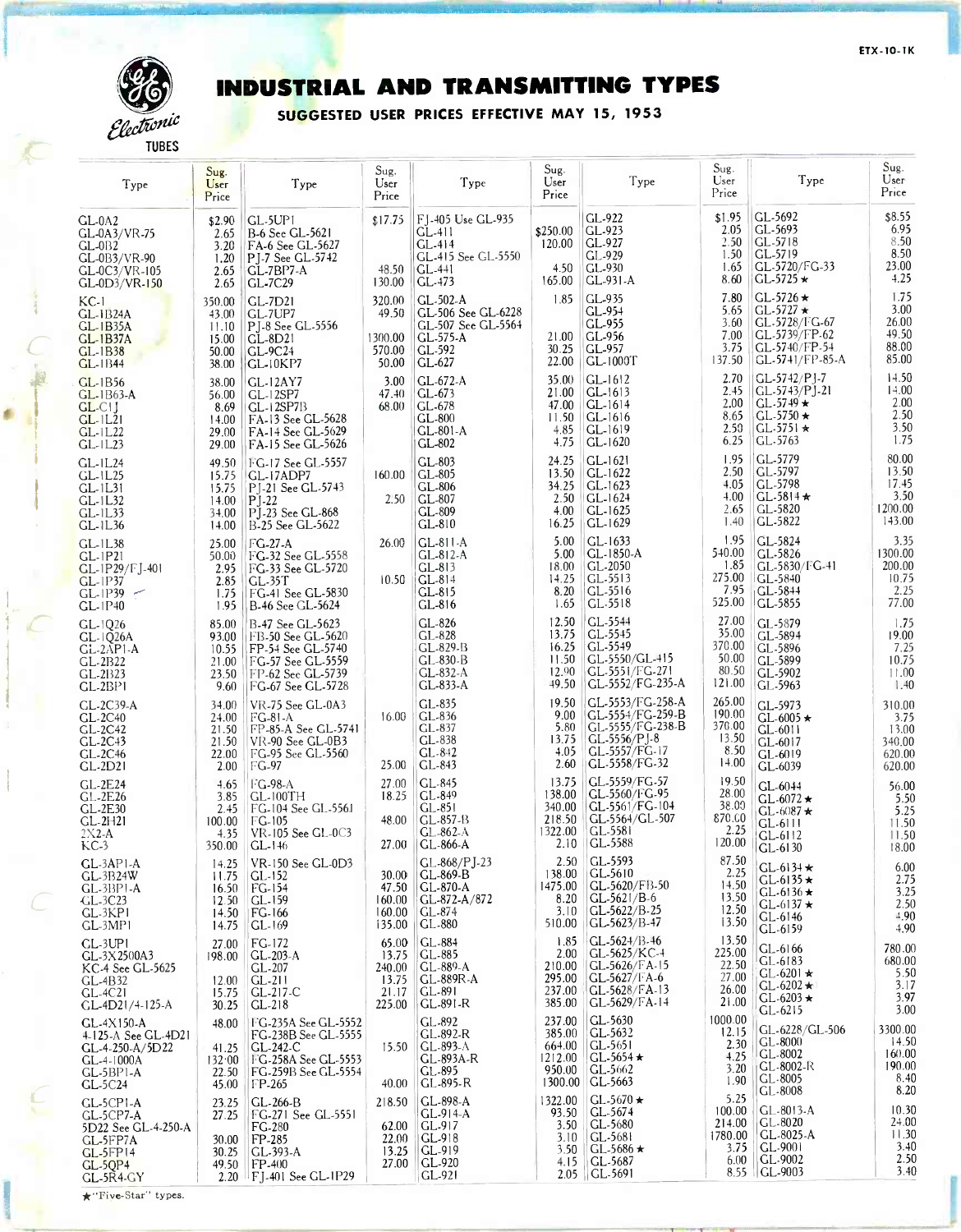ETX-10-1K

**GE Electronic TUBES**

# INDUSTRIAL AND TRANSMITTING TYPES

## SUGGESTED USER PRICES EFFECTIVE MAY 15, 1953

| Type | Sug. User Price | Type | Sug. User Price | Type | Sug. User Price | Type | Sug. User Price | Type | Sug. User Price |
|---|---|---|---|---|---|---|---|---|---|
| GL-0A2 | $2.90 | GL-5UP1 | $17.75 | FJ-405 Use GL-935 | | GL-922 | $1.95 | GL-5692 | $8.55 |
| GL-0A3/VR-75 | 2.65 | B-6 See GL-5621 | | GL-411 | $250.00 | GL-923 | 2.05 | GL-5693 | 6.95 |
| GL-0B2 | 3.20 | FA-6 See GL-5627 | | GL-414 | 120.00 | GL-927 | 2.50 | GL-5718 | 8.50 |
| GL-0B3/VR-90 | 1.20 | PJ-7 See GL-5742 | | GL-415 See GL-5550 | | GL-929 | 1.50 | GL-5719 | 8.50 |
| GL-0C3/VR-105 | 2.65 | GL-7BP7-A | 48.50 | GL-441 | 4.50 | GL-930 | 1.65 | GL-5720/FG-33 | 23.00 |
| GL-0D3/VR-150 | 2.65 | GL-7C29 | 130.00 | GL-473 | 165.00 | GL-931-A | 8.60 | GL-5725 ★ | 4.25 |
| KC-1 | 350.00 | GL-7D21 | 320.00 | GL-502-A | 1.85 | GL-935 | 7.80 | GL-5726 ★ | 1.75 |
| GL-1B24A | 43.00 | GL-7UP7 | 49.50 | GL-506 See GL-6228 | | GL-954 | 5.65 | GL-5727 ★ | 3.00 |
| GL-1B35A | 11.10 | PJ-8 See GL-5556 | | GL-507 See GL-5564 | | GL-955 | 3.60 | GL-5728/FG-67 | 26.00 |
| GL-1B37A | 15.00 | GL-8D21 | 1300.00 | GL-575-A | 21.00 | GL-956 | 7.00 | GL-5739/FP-62 | 49.50 |
| GL-1B38 | 50.00 | GL-9C24 | 570.00 | GL-592 | 30.25 | GL-957 | 3.75 | GL-5740/FP-54 | 88.00 |
| GL-1B44 | 38.00 | GL-10KP7 | 50.00 | GL-627 | 22.00 | GL-1000T | 137.50 | GL-5741/FP-85-A | 85.00 |
| GL-1B56 | 38.00 | GL-12AY7 | 3.00 | GL-672-A | 35.00 | GL-1612 | 2.70 | GL-5742/PJ-7 | 14.50 |
| GL-1B63-A | 56.00 | GL-12SP7 | 47.40 | GL-673 | 21.00 | GL-1613 | 2.45 | GL-5743/PJ-21 | 14.00 |
| GL-C1J | 8.69 | GL-12SP7B | 68.00 | GL-678 | 47.00 | GL-1614 | 2.00 | GL-5749 ★ | 2.00 |
| GL-1L21 | 14.00 | FA-13 See GL-5628 | | GL-800 | 11.50 | GL-1616 | 8.65 | GL-5750 ★ | 2.50 |
| GL-1L22 | 29.00 | FA-14 See GL-5629 | | GL-801-A | 4.85 | GL-1619 | 2.50 | GL-5751 ★ | 3.50 |
| GL-1L23 | 29.00 | FA-15 See GL-5626 | | GL-802 | 4.75 | GL-1620 | 6.25 | GL-5763 | 1.75 |
| GL-1L24 | 49.50 | FG-17 See GL-5557 | | GL-803 | 24.25 | GL-1621 | 1.95 | GL-5779 | 80.00 |
| GL-1L25 | 15.75 | GL-17ADP7 | 160.00 | GL-805 | 13.50 | GL-1622 | 2.50 | GL-5797 | 13.50 |
| GL-1L31 | 15.75 | PJ-21 See GL-5743 | | GL-806 | 34.25 | GL-1623 | 4.05 | GL-5798 | 17.45 |
| GL-1L32 | 14.00 | PJ-22 | 2.50 | GL-807 | 2.50 | GL-1624 | 4.00 | GL-5814 ★ | 3.50 |
| GL-1L33 | 34.00 | PJ-23 See GL-868 | | GL-809 | 4.00 | GL-1625 | 2.65 | GL-5820 | 1200.00 |
| GL-1L36 | 14.00 | B-25 See GL-5622 | | GL-810 | 16.25 | GL-1629 | 1.40 | GL-5822 | 143.00 |
| GL-1L38 | 25.00 | FG-27-A | 26.00 | GL-811-A | 5.00 | GL-1633 | 1.95 | GL-5824 | 3.35 |
| GL-1P21 | 50.00 | FG-32 See GL-5558 | | GL-812-A | 5.00 | GL-1850-A | 540.00 | GL-5826 | 1300.00 |
| GL-1P29/FJ-401 | 2.95 | FG-33 See GL-5720 | | GL-813 | 18.00 | GL-2050 | 1.85 | GL-5830/FG-41 | 200.00 |
| GL-1P37 | 2.85 | GL-35T | 10.50 | GL-814 | 14.25 | GL-5513 | 275.00 | GL-5840 | 10.75 |
| GL-1P39 | 1.75 | FG-41 See GL-5830 | | GL-815 | 8.20 | GL-5516 | 7.95 | GL-5844 | 2.25 |
| GL-1P40 | 1.95 | B-46 See GL-5624 | | GL-816 | 1.65 | GL-5518 | 525.00 | GL-5855 | 77.00 |
| GL-1Q26 | 85.00 | B-47 See GL-5623 | | GL-826 | 12.50 | GL-5544 | 27.00 | GL-5879 | 1.75 |
| GL-1Q26A | 93.00 | FB-50 See GL-5620 | | GL-828 | 13.75 | GL-5545 | 35.00 | GL-5894 | 19.00 |
| GL-2AP1-A | 10.55 | FP-54 See GL-5740 | | GL-829-B | 16.25 | GL-5549 | 370.00 | GL-5896 | 7.25 |
| GL-2B22 | 21.00 | FG-57 See GL-5559 | | GL-830-B | 11.50 | GL-5550/GL-415 | 50.00 | GL-5899 | 10.75 |
| GL-2B23 | 23.50 | FP-62 See GL-5739 | | GL-832-A | 12.90 | GL-5551/FG-271 | 80.50 | GL-5902 | 11.00 |
| GL-2BP1 | 9.60 | FG-67 See GL-5728 | | GL-833-A | 49.50 | GL-5552/FG-235-A | 121.00 | GL-5963 | 1.40 |
| GL-2C39-A | 34.00 | VR-75 See GL-0A3 | | GL-835 | 19.50 | GL-5553/FG-258-A | 265.00 | GL-5973 | 310.00 |
| GL-2C40 | 24.00 | FG-81-A | 16.00 | GL-836 | 9.00 | GL-5554/FG-259-B | 190.00 | GL-6005 ★ | 3.75 |
| GL-2C42 | 21.50 | FP-85-A See GL-5741 | | GL-837 | 5.80 | GL-5555/FG-238-B | 376.00 | GL-6011 | 13.00 |
| GL-2C43 | 21.50 | VR-90 See GL-0B3 | | GL-838 | 13.75 | GL-5556/PJ-8 | 13.50 | GL-6017 | 340.00 |
| GL-2C46 | 22.00 | FG-95 See GL-5560 | | GL-842 | 4.05 | GL-5557/FG-17 | 8.50 | GL-6019 | 620.00 |
| GL-2D21 | 2.00 | FG-97 | 25.00 | GL-843 | 2.60 | GL-5558/FG-32 | 14.00 | GL-6039 | 620.00 |
| GL-2E24 | 4.65 | FG-98-A | 27.00 | GL-845 | 13.75 | GL-5559/FG-57 | 19.50 | GL-6044 | 56.00 |
| GL-2E26 | 3.85 | GL-100TH | 18.25 | GL-849 | 138.00 | GL-5560/FG-95 | 28.00 | GL-6072 ★ | 5.50 |
| GL-2E30 | 2.45 | FG-104 See GL-5561 | | GL-851 | 340.00 | GL-5561/FG-104 | 38.00 | GL-6087 ★ | 5.25 |
| GL-2H21 | 100.00 | FG-105 | 48.00 | GL-857-B | 218.50 | GL-5564/GL-507 | 870.00 | GL-6111 | 11.50 |
| 2X2-A | 4.35 | VR-105 See GL-0C3 | | GL-862-A | 1322.00 | GL-5581 | 2.25 | GL-6112 | 11.50 |
| KC-3 | 350.00 | GL-146 | 27.00 | GL-866-A | 2.10 | GL-5588 | 120.00 | GL-6130 | 18.00 |
| GL-3AP1-A | 14.25 | VR-150 See GL-0D3 | | GL-868/PJ-23 | 2.50 | GL-5593 | 87.50 | GL-6134 ★ | 6.00 |
| GL-3B24W | 11.75 | GL-152 | 30.00 | GL-869-B | 138.00 | GL-5610 | 2.25 | GL-6135 ★ | 2.75 |
| GL-3BP1-A | 16.50 | FG-154 | 47.50 | GL-870-A | 1475.00 | GL-5620/FB-50 | 14.50 | GL-6136 ★ | 3.25 |
| GL-3C23 | 12.50 | GL-159 | 160.00 | GL-872-A/872 | 8.20 | GL-5621/B-6 | 13.50 | GL-6137 ★ | 2.50 |
| GL-3KP1 | 14.50 | FG-166 | 160.00 | GL-874 | 3.10 | GL-5622/B-25 | 12.50 | GL-6146 | 4.90 |
| GL-3MP1 | 14.75 | GL-169 | 135.00 | GL-880 | 510.00 | GL-5623/B-47 | 13.50 | GL-6159 | 4.90 |
| GL-3UP1 | 27.00 | FG-172 | 65.00 | GL-884 | 1.85 | GL-5624/B-46 | 13.50 | GL-6166 | 780.00 |
| GL-3X2500A3 | 198.00 | GL-203-A | 13.75 | GL-885 | 2.00 | GL-5625/KC-4 | 225.00 | GL-6183 | 680.00 |
| KC-4 See GL-5625 | | GL-207 | 240.00 | GL-889-A | 210.00 | GL-5626/FA-15 | 22.50 | GL-6201 ★ | 5.50 |
| GL-4B32 | 12.00 | GL-211 | 13.75 | GL-889R-A | 295.00 | GL-5627/FA-6 | 27.00 | GL-6202 ★ | 3.17 |
| GL-4C21 | 15.75 | GL-217-C | 21.17 | GL-891 | 237.00 | GL-5628/FA-13 | 26.00 | GL-6203 ★ | 3.97 |
| GL-4D21/4-125-A | 30.25 | GL-218 | 225.00 | GL-891-R | 385.00 | GL-5629/FA-14 | 21.00 | GL-6215 | 3.00 |
| GL-4X150-A | 48.00 | FG-235A See GL-5552 | | GL-892 | 237.00 | GL-5630 | 1000.00 | GL-6228/GL-506 | 3300.00 |
| 4-125-A See GL-4D21 | | FG-238B See GL-5555 | | GL-892-R | 385.00 | GL-5632 | 12.15 | GL-8000 | 14.50 |
| GL-4-250-A/5D22 | 41.25 | GL-242-C | 15.50 | GL-893-A | 664.00 | GL-5651 | 2.30 | GL-8002 | 160.00 |
| GL-4-1000A | 132.00 | FG-258A See GL-5553 | | GL-893A-R | 1212.00 | GL-5654 ★ | 4.25 | GL-8002-R | 190.00 |
| GL-5BP1-A | 22.50 | FG-259B See GL-5554 | | GL-895 | 950.00 | GL-5662 | 3.20 | GL-8005 | 8.40 |
| GL-5C24 | 45.00 | FP-265 | 40.00 | GL-895-R | 1300.00 | GL-5663 | 1.90 | GL-8008 | 8.20 |
| GL-5CP1-A | 23.25 | GL-266-B | 218.50 | GL-898-A | 1322.00 | GL-5670 ★ | 5.25 | | |
| GL-5CP7-A | 27.25 | FG-271 See GL-5551 | | GL-914-A | 93.50 | GL-5674 | 100.00 | GL-8013-A | 10.30 |
| 5D22 See GL-4-250-A | | FG-280 | 62.00 | GL-917 | 3.50 | GL-5680 | 214.00 | GL-8020 | 24.00 |
| GL-5FP7A | 30.00 | FP-285 | 22.00 | GL-918 | 3.10 | GL-5681 | 1780.00 | GL-8025-A | 11.30 |
| GL-5FP14 | 30.25 | GL-393-A | 13.25 | GL-919 | 3.50 | GL-5686 ★ | 3.75 | GL-9001 | 3.40 |
| GL-5QP4 | 49.50 | FP-400 | 27.00 | GL-920 | 4.15 | GL-5687 | 6.00 | GL-9002 | 2.50 |
| GL-5R4-GY | 2.20 | FJ-401 See GL-1P29 | | GL-921 | 2.05 | GL-5691 | 8.55 | GL-9003 | 3.40 |

★ "Five-Star" types.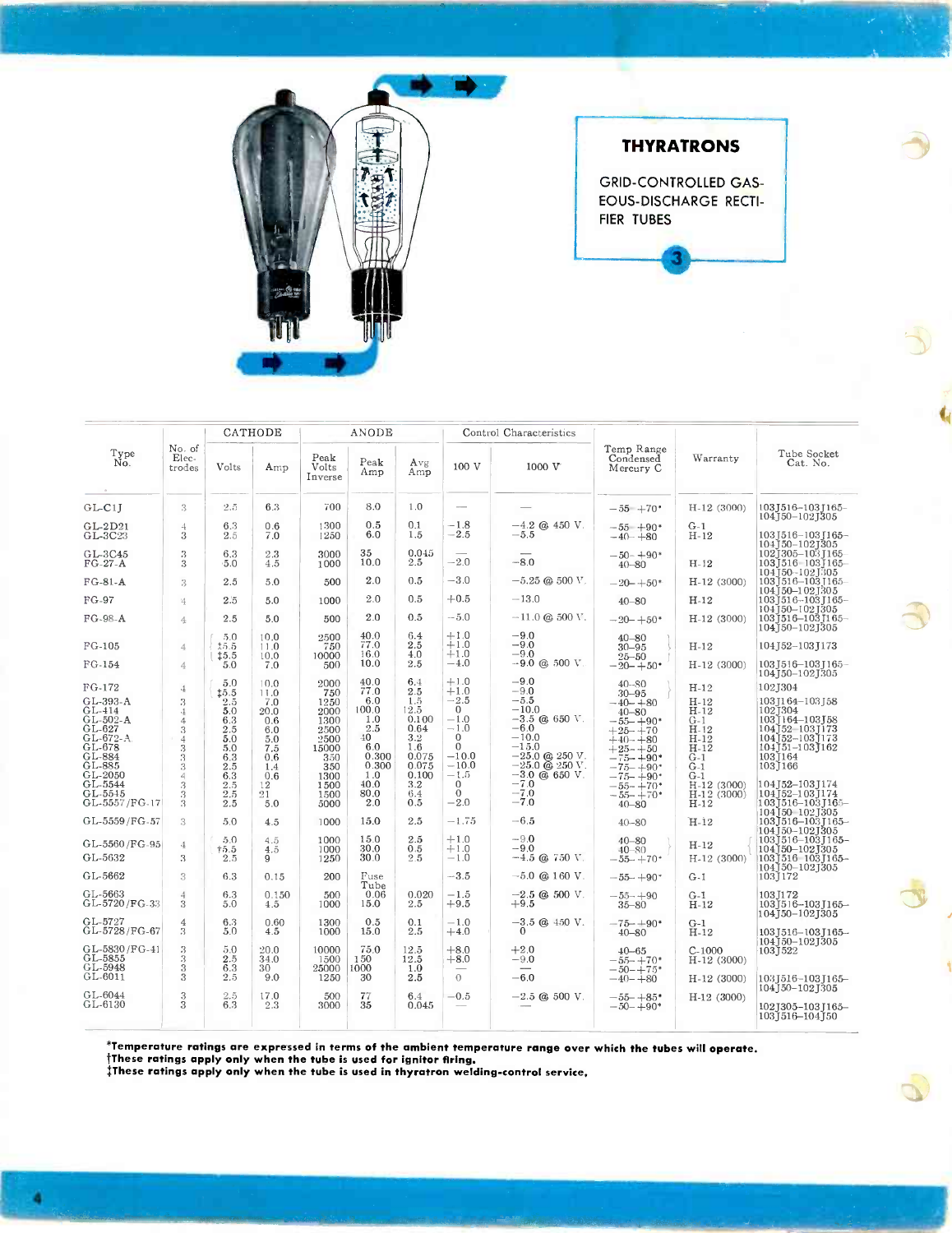## THYRATRONS

GRID-CONTROLLED GASEOUS-DISCHARGE RECTIFIER TUBES

| Type No. | No. of Elec-trodes | CATHODE | | ANODE | | | Control Characteristics | | Temp Range Condensed Mercury C | Warranty | Tube Socket Cat. No. |
|---|---|---|---|---|---|---|---|---|---|---|---|
| | | Volts | Amp | Peak Volts Inverse | Peak Amp | Avg Amp | 100 V | 1000 V | | | |
| GL-C1J | 3 | 2.5 | 6.3 | 700 | 8.0 | 1.0 | — | — | −55–+70* | H-12 (3000) | 103J516–103J165–104J50–102J305 |
| GL-2D21 | 4 | 6.3 | 0.6 | 1300 | 0.5 | 0.1 | −1.8 | −4.2 @ 450 V. | −55–+90* | G-1 | |
| GL-3C23 | 3 | 2.5 | 7.0 | 1250 | 6.0 | 1.5 | −2.5 | −5.5 | −40–+80 | H-12 | 103J516–103J165–104J50–102J305 |
| GL-3C45 | 3 | 6.3 | 2.3 | 3000 | 35 | 0.045 | — | — | −50–+90* | | 102J305–103J165 |
| FG-27-A | 3 | 5.0 | 4.5 | 1000 | 10.0 | 2.5 | −2.0 | −8.0 | 40–80 | H-12 | 103J516–103J165–104J50–102J305 |
| FG-81-A | 3 | 2.5 | 5.0 | 500 | 2.0 | 0.5 | −3.0 | −5.25 @ 500 V. | −20–+50* | H-12 (3000) | 103J516–103J165–104J50–102J305 |
| FG-97 | 4 | 2.5 | 5.0 | 1000 | 2.0 | 0.5 | +0.5 | −13.0 | 40–80 | H-12 | 103J516–103J165–104J50–102J305 |
| FG-98-A | 4 | 2.5 | 5.0 | 500 | 2.0 | 0.5 | −5.0 | −11.0 @ 500 V. | −20–+50* | H-12 (3000) | 103J516–103J165–104J50–102J305 |
| FG-105 | 4 | 5.0<br>†5.5<br>‡5.5 | 10.0<br>11.0<br>10.0 | 2500<br>750<br>10000 | 40.0<br>77.0<br>16.0 | 6.4<br>2.5<br>4.0 | +1.0<br>+1.0<br>+1.0 | −9.0<br>−9.0<br>−9.0 | 40–80<br>30–95<br>25–50 | H-12 | 104J52–103J173 |
| FG-154 | 4 | 5.0 | 7.0 | 500 | 10.0 | 2.5 | −4.0 | −9.0 @ 500 V. | −20–+50* | H-12 (3000) | 103J516–103J165–104J50–102J305 |
| FG-172 | 4 | 5.0<br>‡5.5 | 10.0<br>11.0 | 2000<br>750 | 40.0<br>77.0 | 6.4<br>2.5 | +1.0<br>+1.0 | −9.0<br>−9.0 | 40–80<br>30–95 | H-12 | 102J304 |
| GL-393-A | 3 | 2.5 | 7.0 | 1250 | 6.0 | 1.5 | −2.5 | −5.5 | −40–+80 | H-12 | 103J164–103J58 |
| GL-414 | 4 | 5.0 | 20.0 | 2000 | 100.0 | 12.5 | 0 | −10.0 | 40–80 | H-12 | 102J304 |
| GL-502-A | 4 | 6.3 | 0.6 | 1300 | 1.0 | 0.100 | −1.0 | −3.5 @ 650 V. | −55–+90* | G-1 | 103J164–103J58 |
| GL-627 | 3 | 2.5 | 6.0 | 2500 | 2.5 | 0.64 | −1.0 | −6.0 | +25–+70 | H-12 | 104J52–103J173 |
| GL-672-A | 4 | 5.0 | 5.0 | 2500 | 40 | 3.2 | 0 | −10.0 | +40–+80 | H-12 | 104J52–103J173 |
| GL-678 | 3 | 5.0 | 7.5 | 15000 | 6.0 | 1.6 | 0 | −15.0 | +25–+50 | H-12 | 104J51–103J162 |
| GL-884 | 3 | 6.3 | 0.6 | 350 | 0.300 | 0.075 | −10.0 | −25.0 @ 250 V. | −75–+90* | G-1 | 103J164 |
| GL-885 | 3 | 2.5 | 1.4 | 350 | 0.300 | 0.075 | −10.0 | −25.0 @ 250 V. | −75–+90* | G-1 | 103J166 |
| GL-2050 | 4 | 6.3 | 0.6 | 1300 | 1.0 | 0.100 | −1.5 | −3.0 @ 650 V. | −75–+90* | G-1 | |
| GL-5544 | 3 | 2.5 | 12 | 1500 | 40.0 | 3.2 | 0 | −7.0 | −55–+70* | H-12 (3000) | 104J52–103J174 |
| GL-5545 | 3 | 2.5 | 21 | 1500 | 80.0 | 6.4 | 0 | −7.0 | −55–+70* | H-12 (3000) | 104J52–103J174 |
| GL-5557/FG-17 | 3 | 2.5 | 5.0 | 5000 | 2.0 | 0.5 | −2.0 | −7.0 | 40–80 | H-12 | 103J516–103J165–104J50–102J305 |
| GL-5559/FG-57 | 3 | 5.0 | 4.5 | 1000 | 15.0 | 2.5 | −1.75 | −6.5 | 40–80 | H-12 | 103J516–103J165–104J50–102J305 |
| GL-5560/FG-95 | 4 | 5.0<br>†5.5 | 4.5<br>4.5 | 1000<br>1000 | 15.0<br>30.0 | 2.5<br>0.5 | +1.0<br>+1.0 | −9.0<br>−9.0 | 40–80<br>40–80 | H-12 | 103J516–103J165–104J50–102J305 |
| GL-5632 | 3 | 2.5 | 9 | 1250 | 30.0 | 2.5 | −1.0 | −4.5 @ 750 V. | −55–+70* | H-12 (3000) | 103J516–103J165–104J50–102J305 |
| GL-5662 | 3 | 6.3 | 0.15 | 200 | Fuse Tube | | −3.5 | −5.0 @ 160 V. | −55–+90* | G-1 | 103J172 |
| GL-5663 | 4 | 6.3 | 0.150 | 500 | 0.06 | 0.020 | −1.5 | −2.5 @ 500 V. | −55–+90 | G-1 | 103J172 |
| GL-5720/FG-33 | 3 | 5.0 | 4.5 | 1000 | 15.0 | 2.5 | +9.5 | +9.5 | 35–80 | H-12 | 103J516–103J165–104J50–102J305 |
| GL-5727 | 4 | 6.3 | 0.60 | 1300 | 0.5 | 0.1 | −1.0 | −3.5 @ 450 V. | −75–+90* | G-1 | |
| GL-5728/FG-67 | 3 | 5.0 | 4.5 | 1000 | 15.0 | 2.5 | +4.0 | 0 | 40–80 | H-12 | 103J516–103J165–104J50–102J305 |
| GL-5830/FG-41 | 3 | 5.0 | 20.0 | 10000 | 75.0 | 12.5 | +8.0 | +2.0 | 40–65 | C-1000 | 103J522 |
| GL-5855 | 3 | 2.5 | 34.0 | 1500 | 150 | 12.5 | +8.0 | −9.0 | −55–+70* | H-12 (3000) | |
| GL-5948 | 3 | 6.3 | 30 | 25000 | 1000 | 1.0 | — | — | −50–+75* | | |
| GL-6011 | 3 | 2.5 | 9.0 | 1250 | 30 | 2.5 | 0 | −6.0 | −40–+80 | H-12 (3000) | 103J516–103J165–104J50–102J305 |
| GL-6044 | 3 | 2.5 | 17.0 | 500 | 77 | 6.4 | −0.5 | −2.5 @ 500 V. | −55–+85* | H-12 (3000) | |
| GL-6130 | 3 | 6.3 | 2.3 | 3000 | 35 | 0.045 | — | — | −50–+90* | | 102J305–103J165–103J516–104J50 |

*Temperature ratings are expressed in terms of the ambient temperature range over which the tubes will operate.
†These ratings apply only when the tube is used for ignitor firing.
‡These ratings apply only when the tube is used in thyratron welding-control service.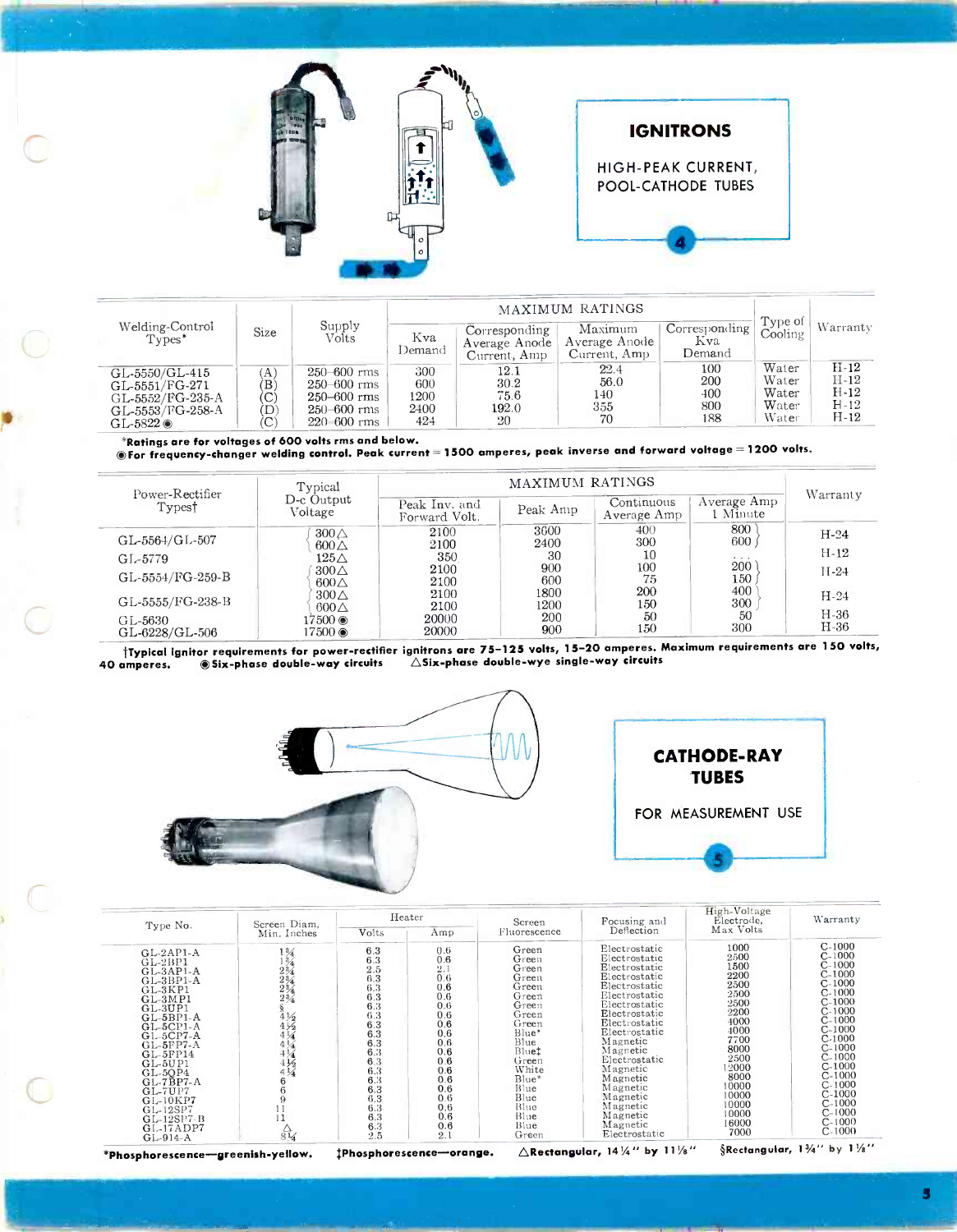## IGNITRONS

HIGH-PEAK CURRENT, POOL-CATHODE TUBES

| Welding-Control Types* | Size | Supply Volts | MAXIMUM RATINGS | | | | Type of Cooling | Warranty |
|---|---|---|---|---|---|---|---|---|
| | | | Kva Demand | Corresponding Average Anode Current, Amp | Maximum Average Anode Current, Amp | Corresponding Kva Demand | | |
| GL-5550/GL-415 | (A) | 250–600 rms | 300 | 12.1 | 22.4 | 100 | Water | H-12 |
| GL-5551/FG-271 | (B) | 250–600 rms | 600 | 30.2 | 56.0 | 200 | Water | H-12 |
| GL-5552/FG-235-A | (C) | 250–600 rms | 1200 | 75.6 | 140 | 400 | Water | H-12 |
| GL-5553/FG-258-A | (D) | 250–600 rms | 2400 | 192.0 | 355 | 800 | Water | H-12 |
| GL-5822 ◉ | (C) | 220–600 rms | 424 | 20 | 70 | 188 | Water | H-12 |

*Ratings are for voltages of 600 volts rms and below.
◉For frequency-changer welding control. Peak current = 1500 amperes, peak inverse and forward voltage = 1200 volts.

| Power-Rectifier Types† | Typical D-c Output Voltage | MAXIMUM RATINGS | | | | Warranty |
|---|---|---|---|---|---|---|
| | | Peak Inv. and Forward Volt. | Peak Amp | Continuous Average Amp | Average Amp 1 Minute | |
| GL-5564/GL-507 | 300△ | 2100 | 3600 | 400 | 800 | H-24 |
| | 600△ | 2100 | 2400 | 300 | 600 | |
| GL-5779 | 125△ | 350 | 30 | 10 | ... | H-12 |
| GL-5554/FG-259-B | 300△ | 2100 | 900 | 100 | 200 | H-24 |
| | 600△ | 2100 | 600 | 75 | 150 | |
| GL-5555/FG-238-B | 300△ | 2100 | 1800 | 200 | 400 | H-24 |
| | 600△ | 2100 | 1200 | 150 | 300 | |
| GL-5630 | 17500◉ | 20000 | 200 | 50 | 50 | H-36 |
| GL-6228/GL-506 | 17500◉ | 20000 | 900 | 150 | 300 | H-36 |

†Typical ignitor requirements for power-rectifier ignitrons are 75–125 volts, 15–20 amperes. Maximum requirements are 150 volts, 40 amperes. ◉Six-phase double-way circuits △Six-phase double-wye single-way circuits

## CATHODE-RAY TUBES

FOR MEASUREMENT USE

| Type No. | Screen Diam, Min. Inches | Heater Volts | Heater Amp | Screen Fluorescence | Focusing and Deflection | High-Voltage Electrode, Max Volts | Warranty |
|---|---|---|---|---|---|---|---|
| GL-2AP1-A | 1¾ | 6.3 | 0.6 | Green | Electrostatic | 1000 | C-1000 |
| GL-2BP1 | 1¾ | 6.3 | 0.6 | Green | Electrostatic | 2500 | C-1000 |
| GL-3AP1-A | 2¾ | 2.5 | 2.1 | Green | Electrostatic | 1500 | C-1000 |
| GL-3BP1-A | 2¾ | 6.3 | 0.6 | Green | Electrostatic | 2200 | C-1000 |
| GL-3KP1 | 2¾ | 6.3 | 0.6 | Green | Electrostatic | 2500 | C-1000 |
| GL-3MP1 | 2¾ | 6.3 | 0.6 | Green | Electrostatic | 2500 | C-1000 |
| GL-3UP1 | § | 6.3 | 0.6 | Green | Electrostatic | 2500 | C-1000 |
| GL-5BP1-A | 4½ | 6.3 | 0.6 | Green | Electrostatic | 2200 | C-1000 |
| GL-5CP1-A | 4½ | 6.3 | 0.6 | Green | Electrostatic | 4000 | C-1000 |
| GL-5CP7-A | 4¼ | 6.3 | 0.6 | Blue* | Electrostatic | 4000 | C-1000 |
| GL-5FP7-A | 4¼ | 6.3 | 0.6 | Blue | Magnetic | 7700 | C-1000 |
| GL-5FP14 | 4¼ | 6.3 | 0.6 | Blue‡ | Magnetic | 8000 | C-1000 |
| GL-5UP1 | 4½ | 6.3 | 0.6 | Green | Electrostatic | 2500 | C-1000 |
| GL-5QP4 | 4¼ | 6.3 | 0.6 | White | Magnetic | 12000 | C-1000 |
| GL-7BP7-A | 6 | 6.3 | 0.6 | Blue* | Magnetic | 8000 | C-1000 |
| GL-7UP7 | 6 | 6.3 | 0.6 | Blue | Magnetic | 10000 | C-1000 |
| GL-10KP7 | 9 | 6.3 | 0.6 | Blue | Magnetic | 10000 | C-1000 |
| GL-12SP7 | 11 | 6.3 | 0.6 | Blue | Magnetic | 10000 | C-1000 |
| GL-12SP7-B | 11 | 6.3 | 0.6 | Blue | Magnetic | 10000 | C-1000 |
| GL-17ADP7 | △ | 6.3 | 0.6 | Blue | Magnetic | 16000 | C-1000 |
| GL-914-A | 8¼ | 2.5 | 2.1 | Green | Electrostatic | 7000 | C-1000 |

*Phosphorescence—greenish-yellow. ‡Phosphorescence—orange. △Rectangular, 14¼" by 11⅛" §Rectangular, 1¾" by 1⅛"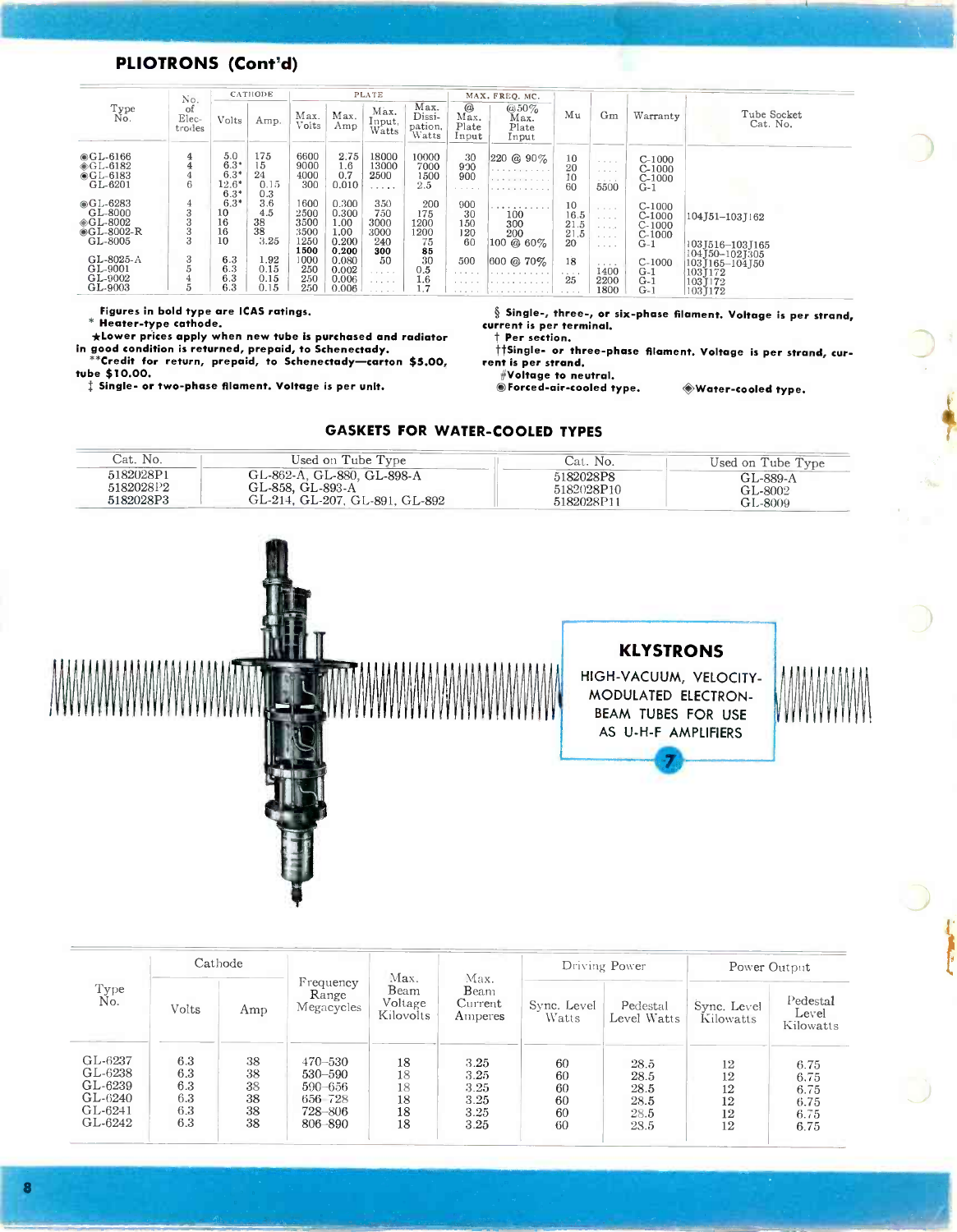## PLIOTRONS (Cont'd)

| Type No. | No. of Elec-trodes | Cathode Volts | Cathode Amp. | Plate Max. Volts | Plate Max. Amp | Plate Max. Input, Watts | Plate Max. Dissi-pation, Watts | Max. Freq. Mc. @ Max. Plate Input | Max. Freq. Mc. @50% Max. Plate Input | Mu | Gm | Warranty | Tube Socket Cat. No. |
|---|---|---|---|---|---|---|---|---|---|---|---|---|---|
| ◉GL-6166 | 4 | 5.0 | 175 | 6600 | 2.75 | 18000 | 10000 | 30 | 220 @ 90% | 10 | .... | C-1000 | |
| ◉GL-6182 | 4 | 6.3* | 15 | 9000 | 1.6 | 13000 | 7000 | 930 | .......... | 20 | .... | C-1000 | |
| ◉GL-6183 | 4 | 6.3* | 24 | 4000 | 0.7 | 2500 | 1500 | 900 | .......... | 10 | .... | C-1000 | |
| GL-6201 | 6 | 12.6* / 6.3* | 0.15 / 0.3 | 300 | 0.010 | ..... | 2.5 | ..... | .......... | 60 | 5500 | G-1 | |
| ◉GL-6283 | 4 | 6.3* | 3.6 | 1600 | 0.300 | 350 | 200 | 900 | .......... | 10 | .... | C-1000 | |
| GL-8000 | 3 | 10 | 4.5 | 2500 | 0.300 | 750 | 175 | 30 | 100 | 16.5 | .... | C-1000 | 104J51–103J162 |
| ◈GL-8002 | 3 | 16 | 38 | 3500 | 1.00 | 3000 | 1200 | 150 | 300 | 21.5 | .... | C-1000 | |
| ◉GL-8002-R | 3 | 16 | 38 | 3500 | 1.00 | 3000 | 1200 | 120 | 200 | 21.5 | .... | C-1000 | |
| GL-8005 | 3 | 10 | 3.25 | 1250 / **1500** | 0.200 / **0.200** | 240 / **300** | 75 / **85** | 60 | 100 @ 60% | 20 | .... | G-1 | 103J516–103J165 / 104J50–102J305 |
| GL-8025-A | 3 | 6.3 | 1.92 | 1000 | 0.080 | 50 | 30 | 500 | 600 @ 70% | 18 | .... | C-1000 | 103J165–104J50 |
| GL-9001 | 5 | 6.3 | 0.15 | 250 | 0.002 | ..... | 0.5 | ..... | .......... | .... | 1400 | G-1 | 103J172 |
| GL-9002 | 4 | 6.3 | 0.15 | 250 | 0.006 | ..... | 1.6 | ..... | .......... | 25 | 2200 | G-1 | 103J172 |
| GL-9003 | 5 | 6.3 | 0.15 | 250 | 0.006 | ..... | 1.7 | ..... | .......... | .... | 1800 | G-1 | 103J172 |

**Figures in bold type are ICAS ratings.**
\* **Heater-type cathode.**
★**Lower prices apply when new tube is purchased and radiator in good condition is returned, prepaid, to Schenectady.**
\*\***Credit for return, prepaid, to Schenectady—carton $5.00, tube $10.00.**
‡ **Single- or two-phase filament. Voltage is per unit.**
§ **Single-, three-, or six-phase filament. Voltage is per strand, current is per terminal.**
† **Per section.**
††**Single- or three-phase filament. Voltage is per strand, current is per strand.**
#**Voltage to neutral.**
◉**Forced-air-cooled type.** ◈**Water-cooled type.**

## GASKETS FOR WATER-COOLED TYPES

| Cat. No. | Used on Tube Type | Cat. No. | Used on Tube Type |
|---|---|---|---|
| 5182028P1 | GL-862-A, GL-880, GL-898-A | 5182028P8 | GL-889-A |
| 5182028P2 | GL-858, GL-893-A | 5182028P10 | GL-8002 |
| 5182028P3 | GL-214, GL-207, GL-891, GL-892 | 5182028P11 | GL-8009 |

## KLYSTRONS

HIGH-VACUUM, VELOCITY-MODULATED ELECTRON-BEAM TUBES FOR USE AS U-H-F AMPLIFIERS

7

| Type No. | Cathode Volts | Cathode Amp | Frequency Range Megacycles | Max. Beam Voltage Kilovolts | Max. Beam Current Amperes | Driving Power Sync. Level Watts | Driving Power Pedestal Level Watts | Power Output Sync. Level Kilowatts | Power Output Pedestal Level Kilowatts |
|---|---|---|---|---|---|---|---|---|---|
| GL-6237 | 6.3 | 38 | 470–530 | 18 | 3.25 | 60 | 28.5 | 12 | 6.75 |
| GL-6238 | 6.3 | 38 | 530–590 | 18 | 3.25 | 60 | 28.5 | 12 | 6.75 |
| GL-6239 | 6.3 | 38 | 590–656 | 18 | 3.25 | 60 | 28.5 | 12 | 6.75 |
| GL-6240 | 6.3 | 38 | 656–728 | 18 | 3.25 | 60 | 28.5 | 12 | 6.75 |
| GL-6241 | 6.3 | 38 | 728–806 | 18 | 3.25 | 60 | 28.5 | 12 | 6.75 |
| GL-6242 | 6.3 | 38 | 806–890 | 18 | 3.25 | 60 | 28.5 | 12 | 6.75 |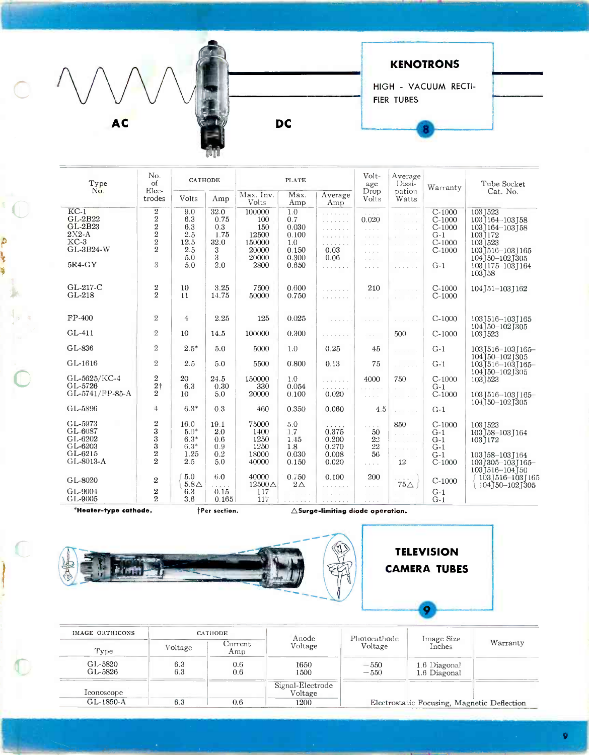AC DC

## KENOTRONS

HIGH - VACUUM RECTIFIER TUBES

8

| Type No. | No. of Elec-trodes | CATHODE Volts | CATHODE Amp | PLATE Max. Inv. Volts | PLATE Max. Amp | PLATE Average Amp | Voltage Drop Volts | Average Dissipation Watts | Warranty | Tube Socket Cat. No. |
|---|---|---|---|---|---|---|---|---|---|---|
| KC-1 | 2 | 9.0 | 32.0 | 100000 | 1.0 | ...... | .... | ...... | C-1000 | 103J523 |
| GL-2B22 | 2 | 6.3 | 0.75 | 100 | 0.7 | ...... | 0.020 | ...... | C-1000 | 103J164–103J58 |
| GL-2B23 | 2 | 6.3 | 0.3 | 150 | 0.030 | ...... | .... | ...... | C-1000 | 103J164–103J58 |
| 2X2-A | 2 | 2.5 | 1.75 | 12500 | 0.100 | ...... | .... | ...... | G-1 | 103J172 |
| KC-3 | 2 | 12.5 | 32.0 | 150000 | 1.0 | ...... | .... | ...... | C-1000 | 103J523 |
| GL-3B24-W | 2 | 2.5 | 3 | 20000 | 0.150 | 0.03 | .... | ...... | C-1000 | 103J516–103J165 |
| | | 5.0 | 3 | 20000 | 0.300 | 0.06 | .... | ...... | | 104J50–102J305 |
| 5R4-GY | 3 | 5.0 | 2.0 | 2800 | 0.650 | ...... | .... | ...... | G-1 | 103J175–103J164 103J58 |
| GL-217-C | 2 | 10 | 3.25 | 7500 | 0.600 | ...... | 210 | ...... | C-1000 | 104J51–103J162 |
| GL-218 | 2 | 11 | 14.75 | 50000 | 0.750 | ...... | .... | ...... | C-1000 | |
| FP-400 | 2 | 4 | 2.25 | 125 | 0.025 | ...... | .... | ...... | C-1000 | 103J516–103J165 104J50–102J305 |
| GL-411 | 2 | 10 | 14.5 | 100000 | 0.300 | ...... | .... | 500 | C-1000 | 103J523 |
| GL-836 | 2 | 2.5* | 5.0 | 5000 | 1.0 | 0.25 | 45 | ...... | G-1 | 103J516–103J165–104J50–102J305 |
| GL-1616 | 2 | 2.5 | 5.0 | 5500 | 0.800 | 0.13 | 75 | ...... | G-1 | 103J516–103J165–104J50–102J305 |
| GL-5625/KC-4 | 2 | 20 | 24.5 | 150000 | 1.0 | ...... | 4000 | 750 | C-1000 | 103J523 |
| GL-5726 | 2† | 6.3 | 0.30 | 330 | 0.054 | ...... | ...... | ...... | G-1 | |
| GL-5741/FP-85-A | 2 | 10 | 5.0 | 20000 | 0.100 | 0.020 | .... | ...... | C-1000 | 103J516–103J165 104J50–102J305 |
| GL-5896 | 4 | 6.3* | 0.3 | 460 | 0.350 | 0.060 | 4.5 | ...... | G-1 | |
| GL-5973 | 2 | 16.0 | 19.1 | 75000 | 5.0 | ..... | .... | 850 | C-1000 | 103J523 |
| GL-6087 | 3 | 5.0* | 2.0 | 1400 | 1.7 | 0.375 | 50 | ...... | G-1 | 103J58–103J164 |
| GL-6202 | 3 | 6.3* | 0.6 | 1250 | 1.45 | 0.200 | 22 | ...... | G-1 | 103J172 |
| GL-6203 | 3 | 6.3* | 0.9 | 1250 | 1.8 | 0.270 | 22 | ...... | G-1 | |
| GL-6215 | 2 | 1.25 | 0.2 | 18000 | 0.030 | 0.008 | 56 | ...... | G-1 | 103J58–103J164 |
| GL-8013-A | 2 | 2.5 | 5.0 | 40000 | 0.150 | 0.020 | .... | 12 | C-1000 | 103J305–103J165–103J516–104J50 |
| GL-8020 | 2 | 5.0 / 5.8△ | 6.0 / ..... | 40000 / 12500△ | 0.750 / 2△ | 0.100 | 200 | ..... / 75△ | C-1000 | 103J516–103J165 / 104J50–102J305 |
| GL-9004 | 2 | 6.3 | 0.15 | 117 | ...... | ...... | .... | ...... | G-1 | |
| GL-9005 | 2 | 3.6 | 0.165 | 117 | ...... | ...... | .... | ...... | G-1 | |

*Heater-type cathode. †Per section. △Surge-limiting diode operation.

## TELEVISION CAMERA TUBES

9

| IMAGE ORTHICONS Type | CATHODE Voltage | CATHODE Current Amp | Anode Voltage | Photocathode Voltage | Image Size Inches | Warranty |
|---|---|---|---|---|---|---|
| GL-5820 | 6.3 | 0.6 | 1650 | −550 | 1.6 Diagonal | |
| GL-5826 | 6.3 | 0.6 | 1500 | −550 | 1.6 Diagonal | |
| **Iconoscope** | | | **Signal-Electrode Voltage** | | | |
| GL-1850-A | 6.3 | 0.6 | 1200 | Electrostatic Focusing, Magnetic Deflection | | |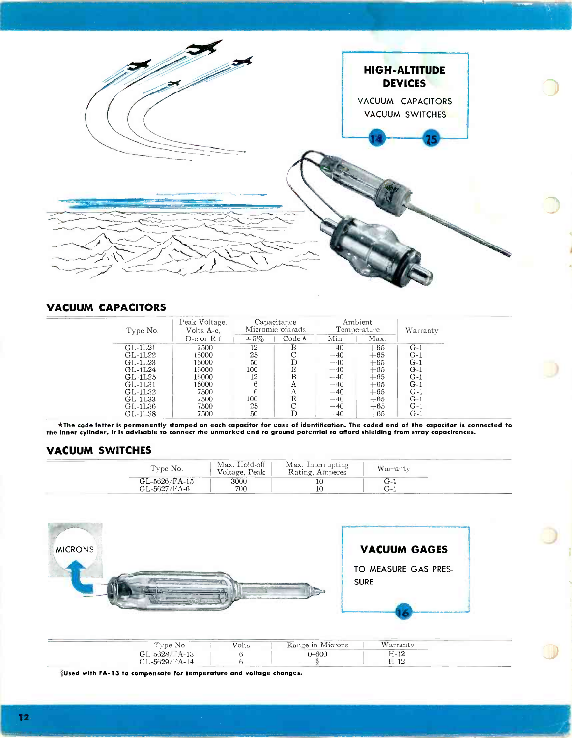## HIGH-ALTITUDE DEVICES

VACUUM CAPACITORS

VACUUM SWITCHES

14 15

## VACUUM CAPACITORS

| Type No. | Peak Voltage, Volts A-c, D-c or R-f | Capacitance Micromicrofarads | | Ambient Temperature | | Warranty |
|---|---|---|---|---|---|---|
| | | ±5% | Code★ | Min. | Max. | |
| GL-1L21 | 7500 | 12 | B | −40 | +65 | G-1 |
| GL-1L22 | 16000 | 25 | C | −40 | +65 | G-1 |
| GL-1L23 | 16000 | 50 | D | −40 | +65 | G-1 |
| GL-1L24 | 16000 | 100 | E | −40 | +65 | G-1 |
| GL-1L25 | 16000 | 12 | B | −40 | +65 | G-1 |
| GL-1L31 | 16000 | 6 | A | −40 | +65 | G-1 |
| GL-1L32 | 7500 | 6 | A | −40 | +65 | G-1 |
| GL-1L33 | 7500 | 100 | E | −40 | +65 | G-1 |
| GL-1L36 | 7500 | 25 | C | −40 | +65 | G-1 |
| GL-1L38 | 7500 | 50 | D | −40 | +65 | G-1 |

**★The code letter is permanently stamped on each capacitor for ease of identification. The coded end of the capacitor is connected to the inner cylinder. It is advisable to connect the unmarked end to ground potential to afford shielding from stray capacitances.**

## VACUUM SWITCHES

| Type No. | Max. Hold-off Voltage, Peak | Max. Interrupting Rating, Amperes | Warranty |
|---|---|---|---|
| GL-5626/FA-15 | 3000 | 10 | G-1 |
| GL-5627/FA-6 | 700 | 10 | G-1 |

MICRONS

## VACUUM GAGES

TO MEASURE GAS PRESSURE

16

| Type No. | Volts | Range in Microns | Warranty |
|---|---|---|---|
| GL-5628/FA-13 | 6 | 0–600 | H-12 |
| GL-5629/FA-14 | 6 | § | H-12 |

**§Used with FA-13 to compensate for temperature and voltage changes.**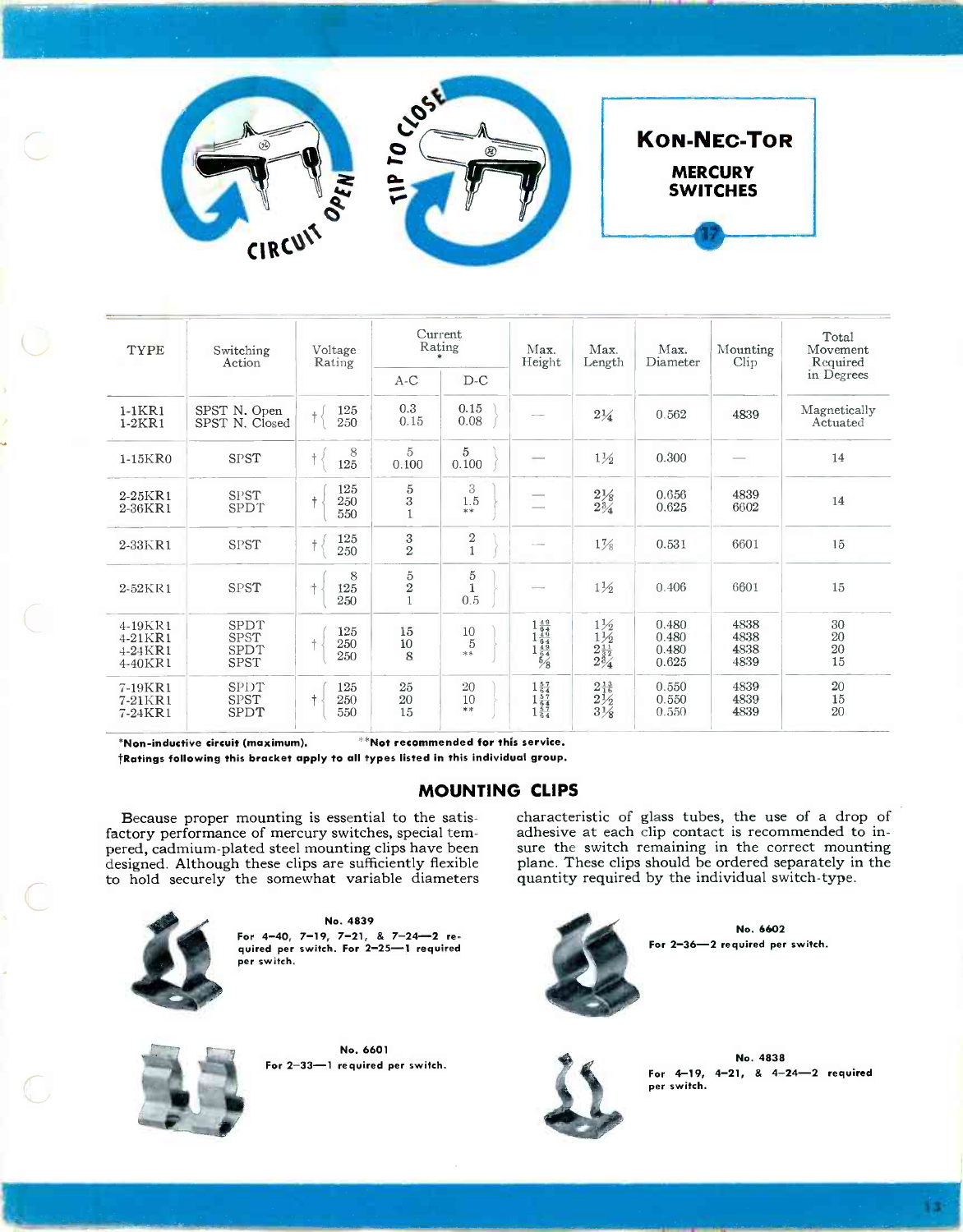# KON-NEC-TOR

## MERCURY SWITCHES

TIP TO CLOSE — CIRCUIT OPEN

| TYPE | Switching Action | Voltage Rating | Current Rating * | | Max. Height | Max. Length | Max. Diameter | Mounting Clip | Total Movement Required in Degrees |
|---|---|---|---|---|---|---|---|---|---|
| | | | A-C | D-C | | | | | |
| 1-1KR1<br>1-2KR1 | SPST N. Open<br>SPST N. Closed | † 125<br>250 | 0.3<br>0.15 | 0.15<br>0.08 | — | 2¼ | 0.562 | 4839 | Magnetically Actuated |
| 1-15KR0 | SPST | † 8<br>125 | 5<br>0.100 | 5<br>0.100 | — | 1½ | 0.300 | — | 14 |
| 2-25KR1<br>2-36KR1 | SPST<br>SPDT | † 125<br>250<br>550 | 5<br>3<br>1 | 3<br>1.5<br>** | —<br>— | 2⅛<br>2¾ | 0.656<br>0.625 | 4839<br>6602 | 14 |
| 2-33KR1 | SPST | † 125<br>250 | 3<br>2 | 2<br>1 | — | 1⅞ | 0.531 | 6601 | 15 |
| 2-52KR1 | SPST | † 8<br>125<br>250 | 5<br>2<br>1 | 5<br>1<br>0.5 | — | 1½ | 0.406 | 6601 | 15 |
| 4-19KR1<br>4-21KR1<br>4-24KR1<br>4-40KR1 | SPDT<br>SPST<br>SPDT<br>SPST | † 125<br>250<br>250 | 15<br>10<br>8 | 10<br>5<br>** | 1 49/64<br>1 49/64<br>1 49/64<br>⅝ | 1½<br>1½<br>2 11/32<br>2¾ | 0.480<br>0.480<br>0.480<br>0.625 | 4838<br>4838<br>4838<br>4839 | 30<br>20<br>20<br>15 |
| 7-19KR1<br>7-21KR1<br>7-24KR1 | SPDT<br>SPST<br>SPDT | † 125<br>250<br>550 | 25<br>20<br>15 | 20<br>10<br>** | 1 57/64<br>1 57/64<br>1 57/64 | 2 13/16<br>2½<br>3⅛ | 0.550<br>0.550<br>0.550 | 4839<br>4839<br>4839 | 20<br>15<br>20 |

*Non-inductive circuit (maximum). **Not recommended for this service.

†Ratings following this bracket apply to all types listed in this individual group.

## MOUNTING CLIPS

Because proper mounting is essential to the satisfactory performance of mercury switches, special tempered, cadmium-plated steel mounting clips have been designed. Although these clips are sufficiently flexible to hold securely the somewhat variable diameters characteristic of glass tubes, the use of a drop of adhesive at each clip contact is recommended to insure the switch remaining in the correct mounting plane. These clips should be ordered separately in the quantity required by the individual switch-type.

**No. 4839**
For 4–40, 7–19, 7–21, & 7–24—2 required per switch. For 2–25—1 required per switch.

**No. 6602**
For 2–36—2 required per switch.

**No. 6601**
For 2–33—1 required per switch.

**No. 4838**
For 4–19, 4–21, & 4–24—2 required per switch.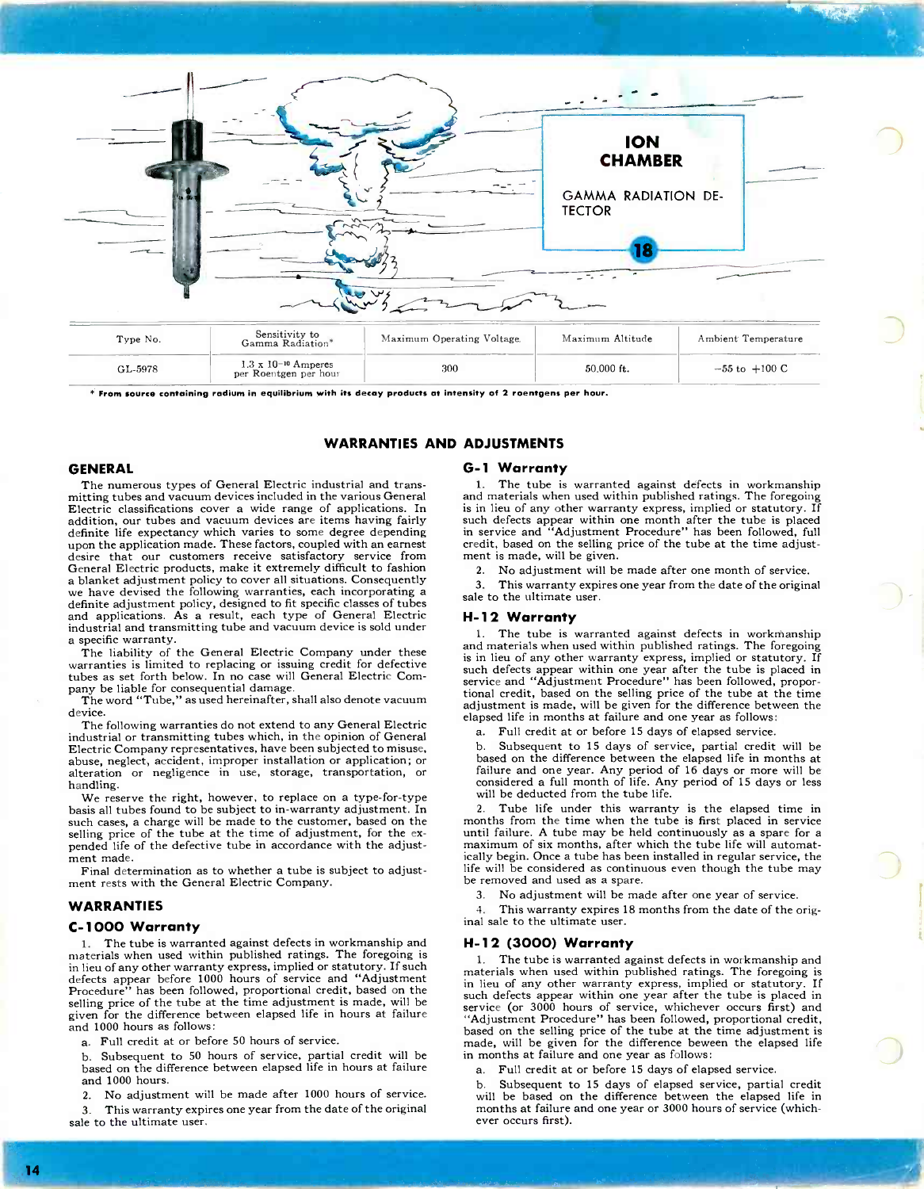# ION CHAMBER

GAMMA RADIATION DETECTOR

18

| Type No. | Sensitivity to Gamma Radiation* | Maximum Operating Voltage | Maximum Altitude | Ambient Temperature |
|---|---|---|---|---|
| GL-5978 | $1.3 \times 10^{-10}$ Amperes per Roentgen per hour | 300 | 50,000 ft. | −55 to +100 C |

**\* From source containing radium in equilibrium with its decay products at intensity of 2 roentgens per hour.**

## WARRANTIES AND ADJUSTMENTS

### GENERAL

The numerous types of General Electric industrial and transmitting tubes and vacuum devices included in the various General Electric classifications cover a wide range of applications. In addition, our tubes and vacuum devices are items having fairly definite life expectancy which varies to some degree depending upon the application made. These factors, coupled with an earnest desire that our customers receive satisfactory service from General Electric products, make it extremely difficult to fashion a blanket adjustment policy to cover all situations. Consequently we have devised the following warranties, each incorporating a definite adjustment policy, designed to fit specific classes of tubes and applications. As a result, each type of General Electric industrial and transmitting tube and vacuum device is sold under a specific warranty.

The liability of the General Electric Company under these warranties is limited to replacing or issuing credit for defective tubes as set forth below. In no case will General Electric Company be liable for consequential damage.

The word "Tube," as used hereinafter, shall also denote vacuum device.

The following warranties do not extend to any General Electric industrial or transmitting tubes which, in the opinion of General Electric Company representatives, have been subjected to misuse, abuse, neglect, accident, improper installation or application; or alteration or negligence in use, storage, transportation, or handling.

We reserve the right, however, to replace on a type-for-type basis all tubes found to be subject to in-warranty adjustment. In such cases, a charge will be made to the customer, based on the selling price of the tube at the time of adjustment, for the expended life of the defective tube in accordance with the adjustment made.

Final determination as to whether a tube is subject to adjustment rests with the General Electric Company.

### WARRANTIES

#### C-1000 Warranty

1. The tube is warranted against defects in workmanship and materials when used within published ratings. The foregoing is in lieu of any other warranty express, implied or statutory. If such defects appear before 1000 hours of service and "Adjustment Procedure" has been followed, proportional credit, based on the selling price of the tube at the time adjustment is made, will be given for the difference between elapsed life in hours at failure and 1000 hours as follows:

   a. Full credit at or before 50 hours of service.

   b. Subsequent to 50 hours of service, partial credit will be based on the difference between elapsed life in hours at failure and 1000 hours.

2. No adjustment will be made after 1000 hours of service.

3. This warranty expires one year from the date of the original sale to the ultimate user.

#### G-1 Warranty

1. The tube is warranted against defects in workmanship and materials when used within published ratings. The foregoing is in lieu of any other warranty express, implied or statutory. If such defects appear within one month after the tube is placed in service and "Adjustment Procedure" has been followed, full credit, based on the selling price of the tube at the time adjustment is made, will be given.

2. No adjustment will be made after one month of service.

3. This warranty expires one year from the date of the original sale to the ultimate user.

#### H-12 Warranty

1. The tube is warranted against defects in workmanship and materials when used within published ratings. The foregoing is in lieu of any other warranty express, implied or statutory. If such defects appear within one year after the tube is placed in service and "Adjustment Procedure" has been followed, proportional credit, based on the selling price of the tube at the time adjustment is made, will be given for the difference between the elapsed life in months at failure and one year as follows:

   a. Full credit at or before 15 days of elapsed service.

   b. Subsequent to 15 days of service, partial credit will be based on the difference between the elapsed life in months at failure and one year. Any period of 16 days or more will be considered a full month of life. Any period of 15 days or less will be deducted from the tube life.

2. Tube life under this warranty is the elapsed time in months from the time when the tube is first placed in service until failure. A tube may be held continuously as a spare for a maximum of six months, after which the tube life will automatically begin. Once a tube has been installed in regular service, the life will be considered as continuous even though the tube may be removed and used as a spare.

3. No adjustment will be made after one year of service.

4. This warranty expires 18 months from the date of the original sale to the ultimate user.

#### H-12 (3000) Warranty

1. The tube is warranted against defects in workmanship and materials when used within published ratings. The foregoing is in lieu of any other warranty express, implied or statutory. If such defects appear within one year after the tube is placed in service (or 3000 hours of service, whichever occurs first) and "Adjustment Procedure" has been followed, proportional credit, based on the selling price of the tube at the time adjustment is made, will be given for the difference beween the elapsed life in months at failure and one year as follows:

   a. Full credit at or before 15 days of elapsed service.

   b. Subsequent to 15 days of elapsed service, partial credit will be based on the difference between the elapsed life in months at failure and one year or 3000 hours of service (whichever occurs first).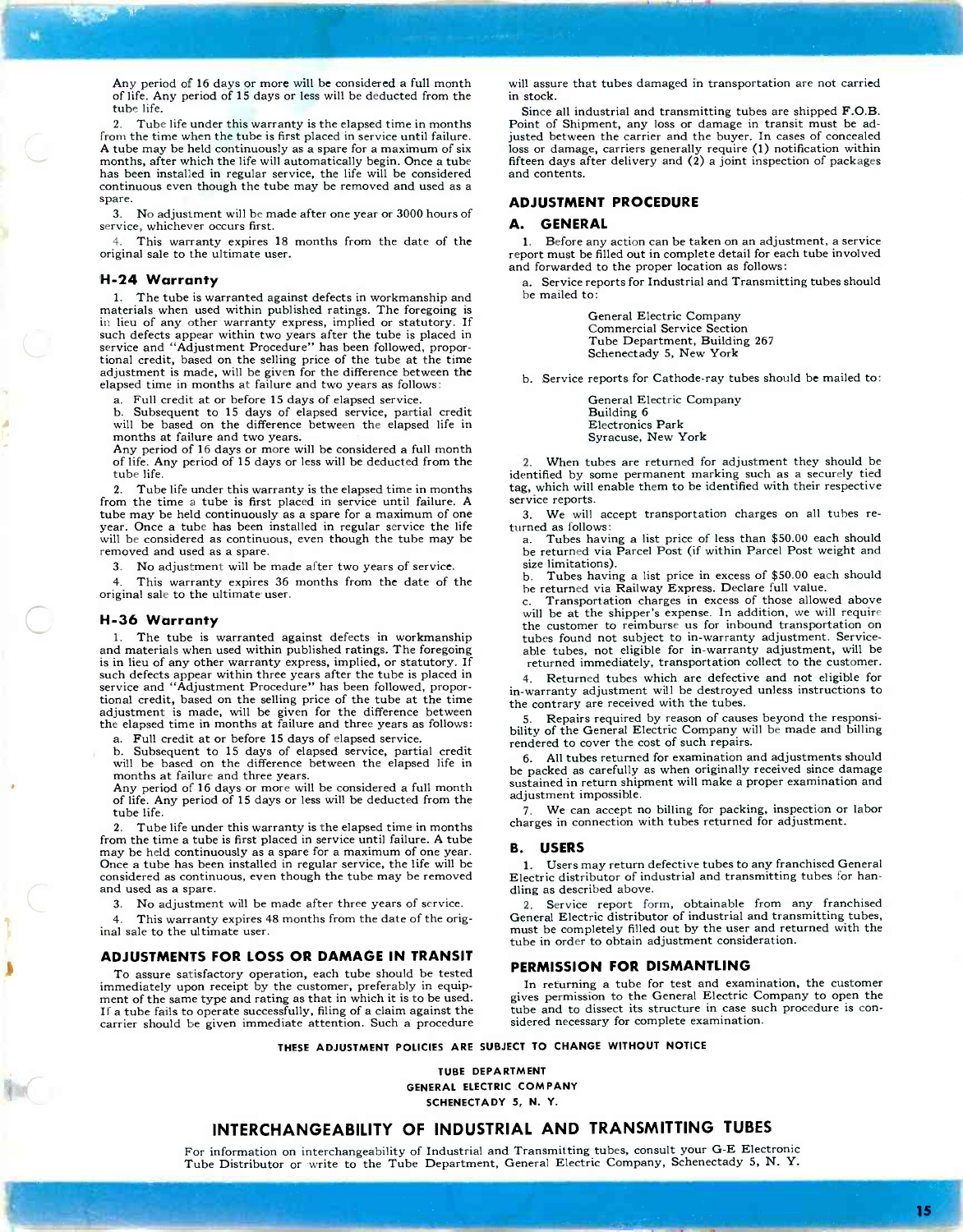Any period of 16 days or more will be considered a full month of life. Any period of 15 days or less will be deducted from the tube life.

2. Tube life under this warranty is the elapsed time in months from the time when the tube is first placed in service until failure. A tube may be held continuously as a spare for a maximum of six months, after which the life will automatically begin. Once a tube has been installed in regular service, the life will be considered continuous even though the tube may be removed and used as a spare.

3. No adjustment will be made after one year or 3000 hours of service, whichever occurs first.

4. This warranty expires 18 months from the date of the original sale to the ultimate user.

### H-24 Warranty

1. The tube is warranted against defects in workmanship and materials when used within published ratings. The foregoing is in lieu of any other warranty express, implied or statutory. If such defects appear within two years after the tube is placed in service and "Adjustment Procedure" has been followed, proportional credit, based on the selling price of the tube at the time adjustment is made, will be given for the difference between the elapsed time in months at failure and two years as follows:

a. Full credit at or before 15 days of elapsed service.

b. Subsequent to 15 days of elapsed service, partial credit will be based on the difference between the elapsed life in months at failure and two years.

Any period of 16 days or more will be considered a full month of life. Any period of 15 days or less will be deducted from the tube life.

2. Tube life under this warranty is the elapsed time in months from the time a tube is first placed in service until failure. A tube may be held continuously as a spare for a maximum of one year. Once a tube has been installed in regular service the life will be considered as continuous, even though the tube may be removed and used as a spare.

3. No adjustment will be made after two years of service.

4. This warranty expires 36 months from the date of the original sale to the ultimate user.

### H-36 Warranty

1. The tube is warranted against defects in workmanship and materials when used within published ratings. The foregoing is in lieu of any other warranty express, implied, or statutory. If such defects appear within three years after the tube is placed in service and "Adjustment Procedure" has been followed, proportional credit, based on the selling price of the tube at the time adjustment is made, will be given for the difference between the elapsed time in months at failure and three years as follows:

a. Full credit at or before 15 days of elapsed service.

b. Subsequent to 15 days of elapsed service, partial credit will be based on the difference between the elapsed life in months at failure and three years.

Any period of 16 days or more will be considered a full month of life. Any period of 15 days or less will be deducted from the tube life.

2. Tube life under this warranty is the elapsed time in months from the time a tube is first placed in service until failure. A tube may be held continuously as a spare for a maximum of one year. Once a tube has been installed in regular service, the life will be considered as continuous, even though the tube may be removed and used as a spare.

3. No adjustment will be made after three years of service.

4. This warranty expires 48 months from the date of the original sale to the ultimate user.

### ADJUSTMENTS FOR LOSS OR DAMAGE IN TRANSIT

To assure satisfactory operation, each tube should be tested immediately upon receipt by the customer, preferably in equipment of the same type and rating as that in which it is to be used. If a tube fails to operate successfully, filing of a claim against the carrier should be given immediate attention. Such a procedure will assure that tubes damaged in transportation are not carried in stock.

Since all industrial and transmitting tubes are shipped **F.O.B.** Point of Shipment, any loss or damage in transit must be adjusted between the carrier and the buyer. In cases of concealed loss or damage, carriers generally require (1) notification within fifteen days after delivery and (2) a joint inspection of packages and contents.

### ADJUSTMENT PROCEDURE

#### A. GENERAL

1. Before any action can be taken on an adjustment, a service report must be filled out in complete detail for each tube involved and forwarded to the proper location as follows:

a. Service reports for Industrial and Transmitting tubes should be mailed to:

General Electric Company
Commercial Service Section
Tube Department, Building 267
Schenectady 5, New York

b. Service reports for Cathode-ray tubes should be mailed to:

General Electric Company
Building 6
Electronics Park
Syracuse, New York

2. When tubes are returned for adjustment they should be identified by some permanent marking such as a securely tied tag, which will enable them to be identified with their respective service reports.

3. We will accept transportation charges on all tubes returned as follows:

a. Tubes having a list price of less than $50.00 each should be returned via Parcel Post (if within Parcel Post weight and size limitations).

b. Tubes having a list price in excess of $50.00 each should be returned via Railway Express. Declare full value.

c. Transportation charges in excess of those allowed above will be at the shipper's expense. In addition, we will require the customer to reimburse us for inbound transportation on tubes found not subject to in-warranty adjustment. Serviceable tubes, not eligible for in-warranty adjustment, will be returned immediately, transportation collect to the customer.

4. Returned tubes which are defective and not eligible for in-warranty adjustment will be destroyed unless instructions to the contrary are received with the tubes.

5. Repairs required by reason of causes beyond the responsibility of the General Electric Company will be made and billing rendered to cover the cost of such repairs.

6. All tubes returned for examination and adjustments should be packed as carefully as when originally received since damage sustained in return shipment will make a proper examination and adjustment impossible.

7. We can accept no billing for packing, inspection or labor charges in connection with tubes returned for adjustment.

#### B. USERS

1. Users may return defective tubes to any franchised General Electric distributor of industrial and transmitting tubes for handling as described above.

2. Service report form, obtainable from any franchised General Electric distributor of industrial and transmitting tubes, must be completely filled out by the user and returned with the tube in order to obtain adjustment consideration.

### PERMISSION FOR DISMANTLING

In returning a tube for test and examination, the customer gives permission to the General Electric Company to open the tube and to dissect its structure in case such procedure is considered necessary for complete examination.

**THESE ADJUSTMENT POLICIES ARE SUBJECT TO CHANGE WITHOUT NOTICE**

**TUBE DEPARTMENT**
**GENERAL ELECTRIC COMPANY**
**SCHENECTADY 5, N. Y.**

## INTERCHANGEABILITY OF INDUSTRIAL AND TRANSMITTING TUBES

For information on interchangeability of Industrial and Transmitting tubes, consult your G-E Electronic Tube Distributor or write to the Tube Department, General Electric Company, Schenectady 5, N. Y.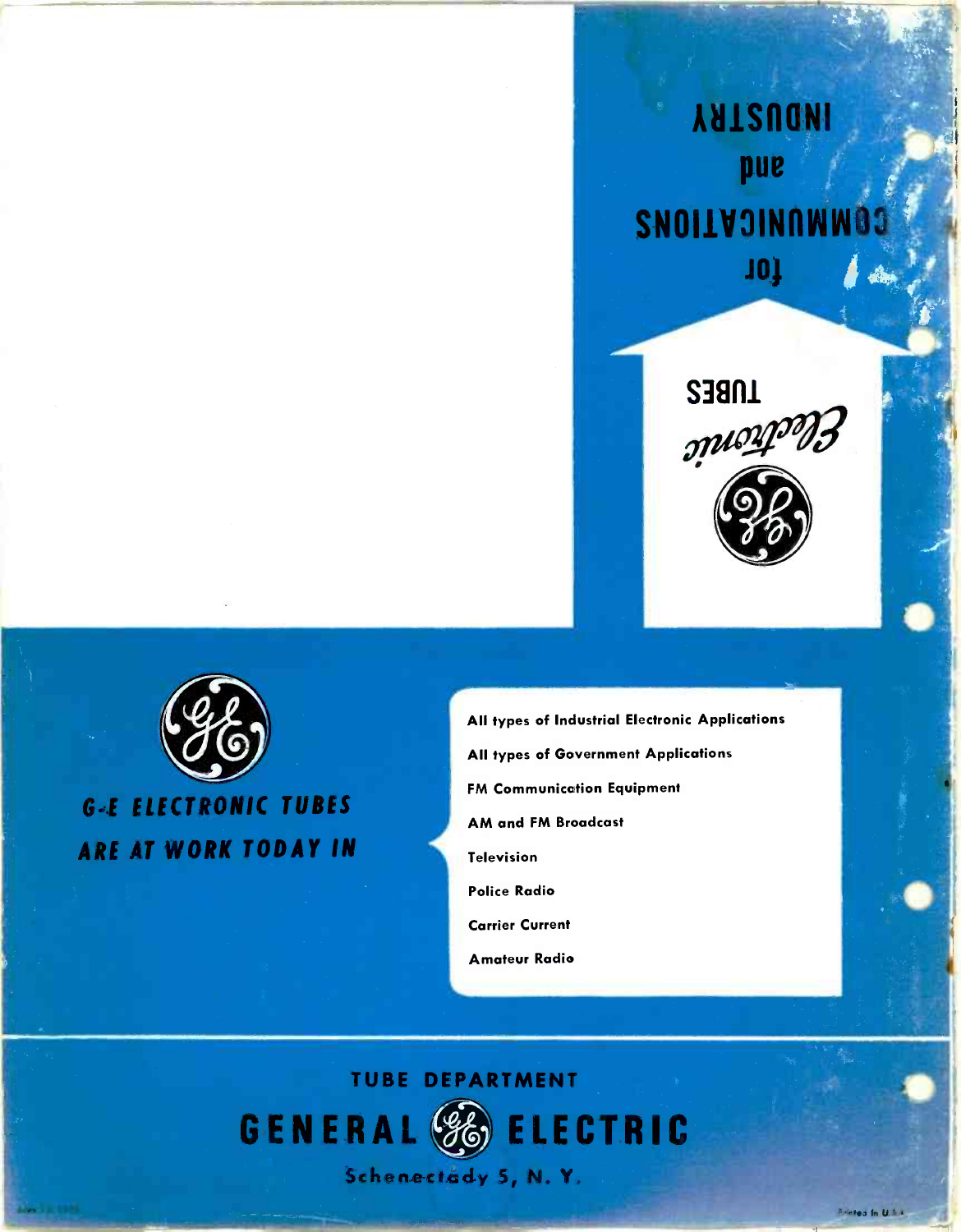Electronic TUBES

for COMMUNICATIONS and INDUSTRY

## G-E ELECTRONIC TUBES ARE AT WORK TODAY IN

- All types of Industrial Electronic Applications
- All types of Government Applications
- FM Communication Equipment
- AM and FM Broadcast
- Television
- Police Radio
- Carrier Current
- Amateur Radio

TUBE DEPARTMENT

**GENERAL ELECTRIC**

Schenectady 5, N. Y.

Printed in U.S.A.